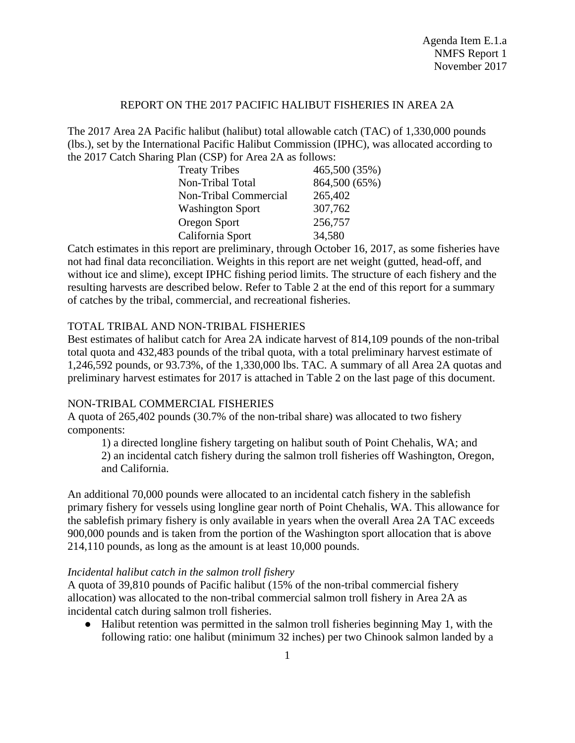Agenda Item E.1.a
NMFS Report 1
November 2017

# REPORT ON THE 2017 PACIFIC HALIBUT FISHERIES IN AREA 2A

The 2017 Area 2A Pacific halibut (halibut) total allowable catch (TAC) of 1,330,000 pounds (lbs.), set by the International Pacific Halibut Commission (IPHC), was allocated according to the 2017 Catch Sharing Plan (CSP) for Area 2A as follows:

| | |
|---|---|
| Treaty Tribes | 465,500 (35%) |
| Non-Tribal Total | 864,500 (65%) |
| Non-Tribal Commercial | 265,402 |
| Washington Sport | 307,762 |
| Oregon Sport | 256,757 |
| California Sport | 34,580 |

Catch estimates in this report are preliminary, through October 16, 2017, as some fisheries have not had final data reconciliation. Weights in this report are net weight (gutted, head-off, and without ice and slime), except IPHC fishing period limits. The structure of each fishery and the resulting harvests are described below. Refer to Table 2 at the end of this report for a summary of catches by the tribal, commercial, and recreational fisheries.

## TOTAL TRIBAL AND NON-TRIBAL FISHERIES

Best estimates of halibut catch for Area 2A indicate harvest of 814,109 pounds of the non-tribal total quota and 432,483 pounds of the tribal quota, with a total preliminary harvest estimate of 1,246,592 pounds, or 93.73%, of the 1,330,000 lbs. TAC. A summary of all Area 2A quotas and preliminary harvest estimates for 2017 is attached in Table 2 on the last page of this document.

## NON-TRIBAL COMMERCIAL FISHERIES

A quota of 265,402 pounds (30.7% of the non-tribal share) was allocated to two fishery components:

1) a directed longline fishery targeting on halibut south of Point Chehalis, WA; and
2) an incidental catch fishery during the salmon troll fisheries off Washington, Oregon, and California.

An additional 70,000 pounds were allocated to an incidental catch fishery in the sablefish primary fishery for vessels using longline gear north of Point Chehalis, WA. This allowance for the sablefish primary fishery is only available in years when the overall Area 2A TAC exceeds 900,000 pounds and is taken from the portion of the Washington sport allocation that is above 214,110 pounds, as long as the amount is at least 10,000 pounds.

### *Incidental halibut catch in the salmon troll fishery*

A quota of 39,810 pounds of Pacific halibut (15% of the non-tribal commercial fishery allocation) was allocated to the non-tribal commercial salmon troll fishery in Area 2A as incidental catch during salmon troll fisheries.

- Halibut retention was permitted in the salmon troll fisheries beginning May 1, with the following ratio: one halibut (minimum 32 inches) per two Chinook salmon landed by a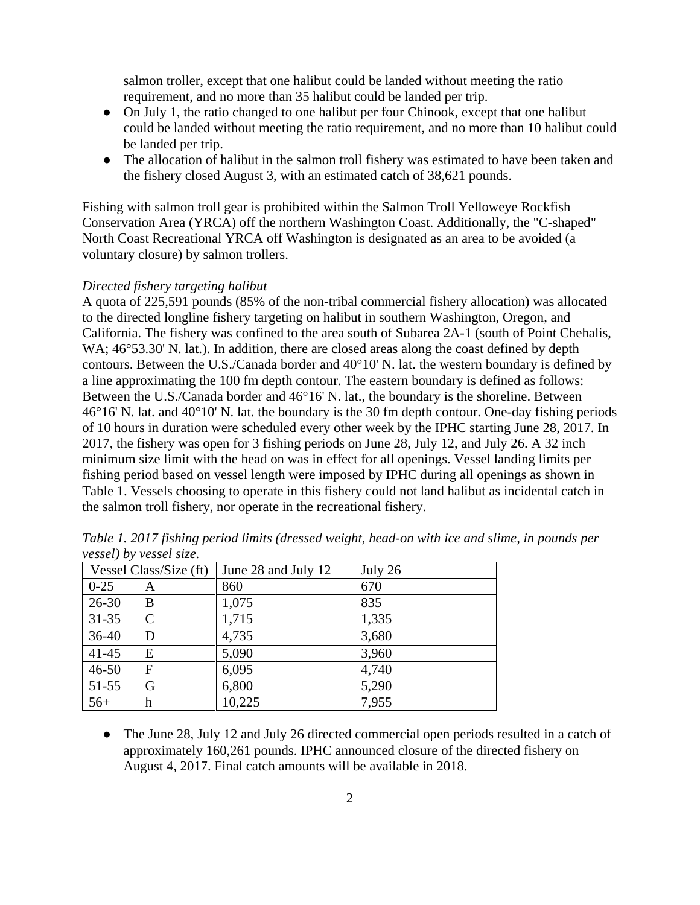salmon troller, except that one halibut could be landed without meeting the ratio requirement, and no more than 35 halibut could be landed per trip.

- On July 1, the ratio changed to one halibut per four Chinook, except that one halibut could be landed without meeting the ratio requirement, and no more than 10 halibut could be landed per trip.
- The allocation of halibut in the salmon troll fishery was estimated to have been taken and the fishery closed August 3, with an estimated catch of 38,621 pounds.

Fishing with salmon troll gear is prohibited within the Salmon Troll Yelloweye Rockfish Conservation Area (YRCA) off the northern Washington Coast. Additionally, the "C-shaped" North Coast Recreational YRCA off Washington is designated as an area to be avoided (a voluntary closure) by salmon trollers.

*Directed fishery targeting halibut*

A quota of 225,591 pounds (85% of the non-tribal commercial fishery allocation) was allocated to the directed longline fishery targeting on halibut in southern Washington, Oregon, and California. The fishery was confined to the area south of Subarea 2A-1 (south of Point Chehalis, WA; 46°53.30' N. lat.). In addition, there are closed areas along the coast defined by depth contours. Between the U.S./Canada border and 40°10' N. lat. the western boundary is defined by a line approximating the 100 fm depth contour. The eastern boundary is defined as follows: Between the U.S./Canada border and 46°16' N. lat., the boundary is the shoreline. Between 46°16' N. lat. and 40°10' N. lat. the boundary is the 30 fm depth contour. One-day fishing periods of 10 hours in duration were scheduled every other week by the IPHC starting June 28, 2017. In 2017, the fishery was open for 3 fishing periods on June 28, July 12, and July 26. A 32 inch minimum size limit with the head on was in effect for all openings. Vessel landing limits per fishing period based on vessel length were imposed by IPHC during all openings as shown in Table 1. Vessels choosing to operate in this fishery could not land halibut as incidental catch in the salmon troll fishery, nor operate in the recreational fishery.

*Table 1. 2017 fishing period limits (dressed weight, head-on with ice and slime, in pounds per vessel) by vessel size.*

| Vessel Class/Size (ft) | | June 28 and July 12 | July 26 |
|---|---|---|---|
| 0-25 | A | 860 | 670 |
| 26-30 | B | 1,075 | 835 |
| 31-35 | C | 1,715 | 1,335 |
| 36-40 | D | 4,735 | 3,680 |
| 41-45 | E | 5,090 | 3,960 |
| 46-50 | F | 6,095 | 4,740 |
| 51-55 | G | 6,800 | 5,290 |
| 56+ | h | 10,225 | 7,955 |

- The June 28, July 12 and July 26 directed commercial open periods resulted in a catch of approximately 160,261 pounds. IPHC announced closure of the directed fishery on August 4, 2017. Final catch amounts will be available in 2018.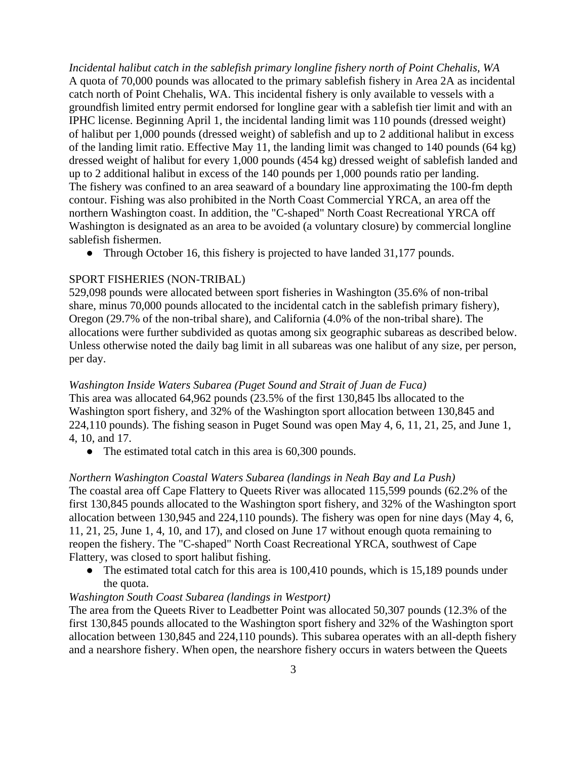*Incidental halibut catch in the sablefish primary longline fishery north of Point Chehalis, WA*
A quota of 70,000 pounds was allocated to the primary sablefish fishery in Area 2A as incidental catch north of Point Chehalis, WA. This incidental fishery is only available to vessels with a groundfish limited entry permit endorsed for longline gear with a sablefish tier limit and with an IPHC license. Beginning April 1, the incidental landing limit was 110 pounds (dressed weight) of halibut per 1,000 pounds (dressed weight) of sablefish and up to 2 additional halibut in excess of the landing limit ratio. Effective May 11, the landing limit was changed to 140 pounds (64 kg) dressed weight of halibut for every 1,000 pounds (454 kg) dressed weight of sablefish landed and up to 2 additional halibut in excess of the 140 pounds per 1,000 pounds ratio per landing. The fishery was confined to an area seaward of a boundary line approximating the 100-fm depth contour. Fishing was also prohibited in the North Coast Commercial YRCA, an area off the northern Washington coast. In addition, the "C-shaped" North Coast Recreational YRCA off Washington is designated as an area to be avoided (a voluntary closure) by commercial longline sablefish fishermen.

- Through October 16, this fishery is projected to have landed 31,177 pounds.

SPORT FISHERIES (NON-TRIBAL)
529,098 pounds were allocated between sport fisheries in Washington (35.6% of non-tribal share, minus 70,000 pounds allocated to the incidental catch in the sablefish primary fishery), Oregon (29.7% of the non-tribal share), and California (4.0% of the non-tribal share). The allocations were further subdivided as quotas among six geographic subareas as described below. Unless otherwise noted the daily bag limit in all subareas was one halibut of any size, per person, per day.

*Washington Inside Waters Subarea (Puget Sound and Strait of Juan de Fuca)*
This area was allocated 64,962 pounds (23.5% of the first 130,845 lbs allocated to the Washington sport fishery, and 32% of the Washington sport allocation between 130,845 and 224,110 pounds). The fishing season in Puget Sound was open May 4, 6, 11, 21, 25, and June 1, 4, 10, and 17.

- The estimated total catch in this area is 60,300 pounds.

*Northern Washington Coastal Waters Subarea (landings in Neah Bay and La Push)*
The coastal area off Cape Flattery to Queets River was allocated 115,599 pounds (62.2% of the first 130,845 pounds allocated to the Washington sport fishery, and 32% of the Washington sport allocation between 130,945 and 224,110 pounds). The fishery was open for nine days (May 4, 6, 11, 21, 25, June 1, 4, 10, and 17), and closed on June 17 without enough quota remaining to reopen the fishery. The "C-shaped" North Coast Recreational YRCA, southwest of Cape Flattery, was closed to sport halibut fishing.

- The estimated total catch for this area is 100,410 pounds, which is 15,189 pounds under the quota.

*Washington South Coast Subarea (landings in Westport)*
The area from the Queets River to Leadbetter Point was allocated 50,307 pounds (12.3% of the first 130,845 pounds allocated to the Washington sport fishery and 32% of the Washington sport allocation between 130,845 and 224,110 pounds). This subarea operates with an all-depth fishery and a nearshore fishery. When open, the nearshore fishery occurs in waters between the Queets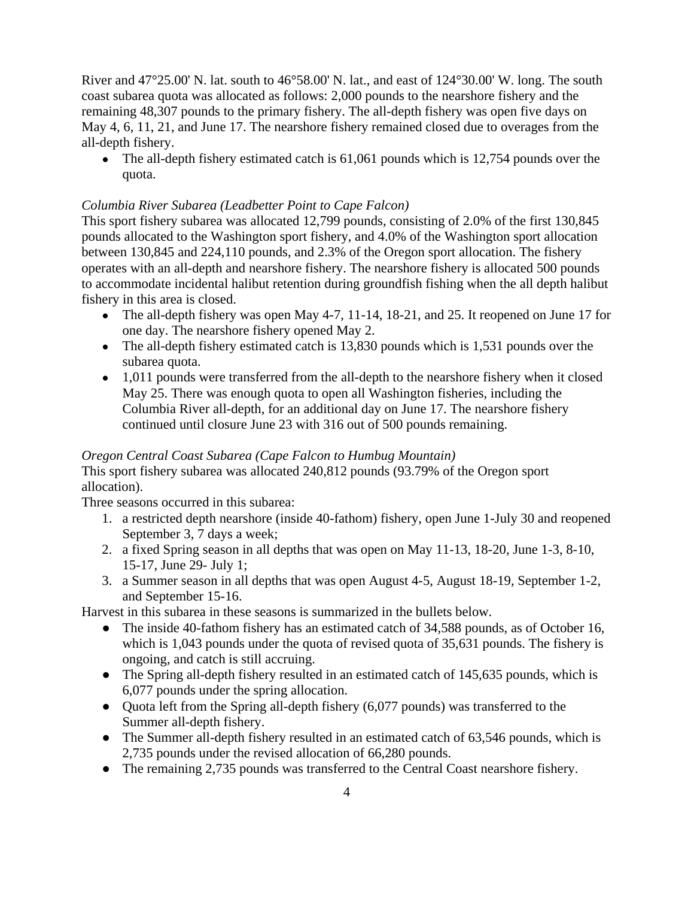River and 47°25.00' N. lat. south to 46°58.00' N. lat., and east of 124°30.00' W. long. The south coast subarea quota was allocated as follows: 2,000 pounds to the nearshore fishery and the remaining 48,307 pounds to the primary fishery. The all-depth fishery was open five days on May 4, 6, 11, 21, and June 17. The nearshore fishery remained closed due to overages from the all-depth fishery.

- The all-depth fishery estimated catch is 61,061 pounds which is 12,754 pounds over the quota.

*Columbia River Subarea (Leadbetter Point to Cape Falcon)*

This sport fishery subarea was allocated 12,799 pounds, consisting of 2.0% of the first 130,845 pounds allocated to the Washington sport fishery, and 4.0% of the Washington sport allocation between 130,845 and 224,110 pounds, and 2.3% of the Oregon sport allocation. The fishery operates with an all-depth and nearshore fishery. The nearshore fishery is allocated 500 pounds to accommodate incidental halibut retention during groundfish fishing when the all depth halibut fishery in this area is closed.

- The all-depth fishery was open May 4-7, 11-14, 18-21, and 25. It reopened on June 17 for one day. The nearshore fishery opened May 2.
- The all-depth fishery estimated catch is 13,830 pounds which is 1,531 pounds over the subarea quota.
- 1,011 pounds were transferred from the all-depth to the nearshore fishery when it closed May 25. There was enough quota to open all Washington fisheries, including the Columbia River all-depth, for an additional day on June 17. The nearshore fishery continued until closure June 23 with 316 out of 500 pounds remaining.

*Oregon Central Coast Subarea (Cape Falcon to Humbug Mountain)*

This sport fishery subarea was allocated 240,812 pounds (93.79% of the Oregon sport allocation).

Three seasons occurred in this subarea:

1. a restricted depth nearshore (inside 40-fathom) fishery, open June 1-July 30 and reopened September 3, 7 days a week;
2. a fixed Spring season in all depths that was open on May 11-13, 18-20, June 1-3, 8-10, 15-17, June 29- July 1;
3. a Summer season in all depths that was open August 4-5, August 18-19, September 1-2, and September 15-16.

Harvest in this subarea in these seasons is summarized in the bullets below.

- The inside 40-fathom fishery has an estimated catch of 34,588 pounds, as of October 16, which is 1,043 pounds under the quota of revised quota of 35,631 pounds. The fishery is ongoing, and catch is still accruing.
- The Spring all-depth fishery resulted in an estimated catch of 145,635 pounds, which is 6,077 pounds under the spring allocation.
- Quota left from the Spring all-depth fishery (6,077 pounds) was transferred to the Summer all-depth fishery.
- The Summer all-depth fishery resulted in an estimated catch of 63,546 pounds, which is 2,735 pounds under the revised allocation of 66,280 pounds.
- The remaining 2,735 pounds was transferred to the Central Coast nearshore fishery.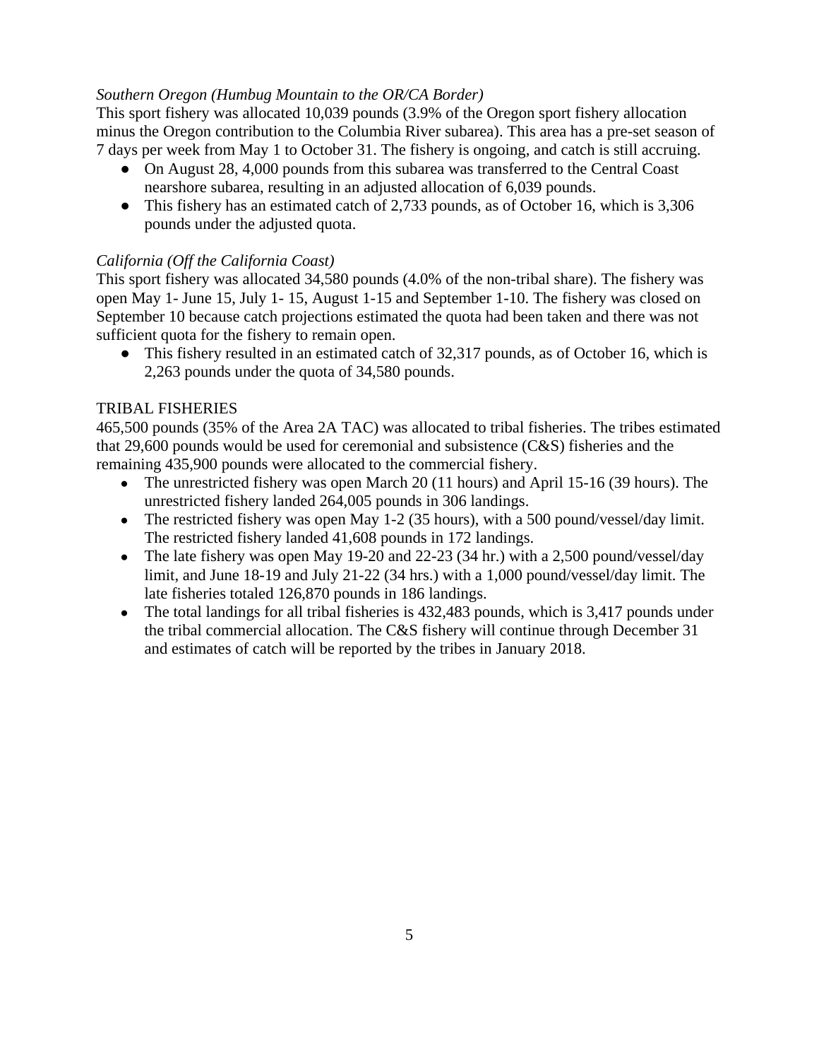*Southern Oregon (Humbug Mountain to the OR/CA Border)*

This sport fishery was allocated 10,039 pounds (3.9% of the Oregon sport fishery allocation minus the Oregon contribution to the Columbia River subarea). This area has a pre-set season of 7 days per week from May 1 to October 31. The fishery is ongoing, and catch is still accruing.

- On August 28, 4,000 pounds from this subarea was transferred to the Central Coast nearshore subarea, resulting in an adjusted allocation of 6,039 pounds.
- This fishery has an estimated catch of 2,733 pounds, as of October 16, which is 3,306 pounds under the adjusted quota.

*California (Off the California Coast)*

This sport fishery was allocated 34,580 pounds (4.0% of the non-tribal share). The fishery was open May 1- June 15, July 1- 15, August 1-15 and September 1-10. The fishery was closed on September 10 because catch projections estimated the quota had been taken and there was not sufficient quota for the fishery to remain open.

- This fishery resulted in an estimated catch of 32,317 pounds, as of October 16, which is 2,263 pounds under the quota of 34,580 pounds.

TRIBAL FISHERIES

465,500 pounds (35% of the Area 2A TAC) was allocated to tribal fisheries. The tribes estimated that 29,600 pounds would be used for ceremonial and subsistence (C&S) fisheries and the remaining 435,900 pounds were allocated to the commercial fishery.

- The unrestricted fishery was open March 20 (11 hours) and April 15-16 (39 hours). The unrestricted fishery landed 264,005 pounds in 306 landings.
- The restricted fishery was open May 1-2 (35 hours), with a 500 pound/vessel/day limit. The restricted fishery landed 41,608 pounds in 172 landings.
- The late fishery was open May 19-20 and 22-23 (34 hr.) with a 2,500 pound/vessel/day limit, and June 18-19 and July 21-22 (34 hrs.) with a 1,000 pound/vessel/day limit. The late fisheries totaled 126,870 pounds in 186 landings.
- The total landings for all tribal fisheries is 432,483 pounds, which is 3,417 pounds under the tribal commercial allocation. The C&S fishery will continue through December 31 and estimates of catch will be reported by the tribes in January 2018.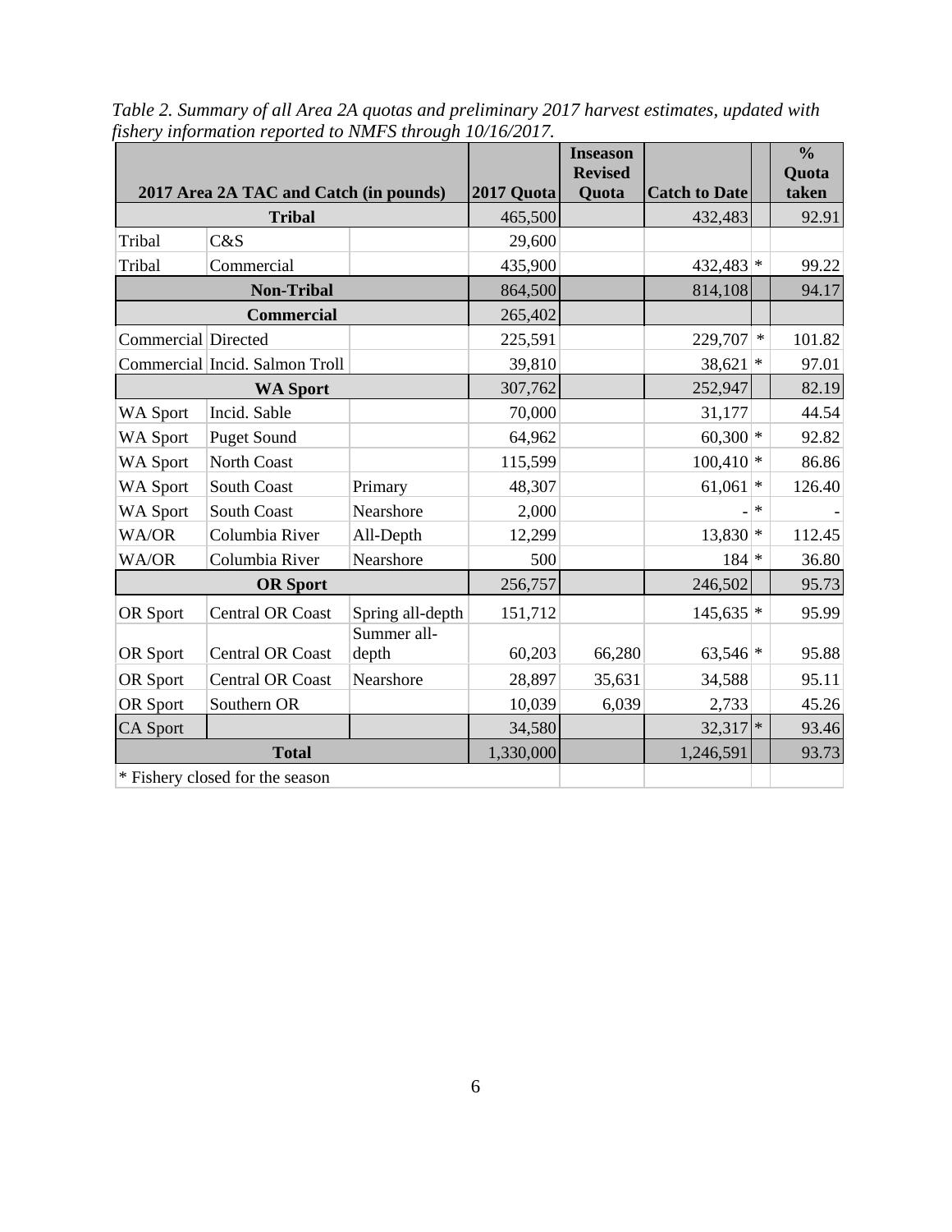*Table 2. Summary of all Area 2A quotas and preliminary 2017 harvest estimates, updated with fishery information reported to NMFS through 10/16/2017.*

| 2017 Area 2A TAC and Catch (in pounds) | | | 2017 Quota | Inseason Revised Quota | Catch to Date | | % Quota taken |
|---|---|---|---|---|---|---|---|
| **Tribal** | | | 465,500 | | 432,483 | | 92.91 |
| Tribal | C&S | | 29,600 | | | | |
| Tribal | Commercial | | 435,900 | | 432,483 | * | 99.22 |
| **Non-Tribal** | | | 864,500 | | 814,108 | | 94.17 |
| **Commercial** | | | 265,402 | | | | |
| Commercial | Directed | | 225,591 | | 229,707 | * | 101.82 |
| Commercial | Incid. Salmon Troll | | 39,810 | | 38,621 | * | 97.01 |
| **WA Sport** | | | 307,762 | | 252,947 | | 82.19 |
| WA Sport | Incid. Sable | | 70,000 | | 31,177 | | 44.54 |
| WA Sport | Puget Sound | | 64,962 | | 60,300 | * | 92.82 |
| WA Sport | North Coast | | 115,599 | | 100,410 | * | 86.86 |
| WA Sport | South Coast | Primary | 48,307 | | 61,061 | * | 126.40 |
| WA Sport | South Coast | Nearshore | 2,000 | | - | * | - |
| WA/OR | Columbia River | All-Depth | 12,299 | | 13,830 | * | 112.45 |
| WA/OR | Columbia River | Nearshore | 500 | | 184 | * | 36.80 |
| **OR Sport** | | | 256,757 | | 246,502 | | 95.73 |
| OR Sport | Central OR Coast | Spring all-depth | 151,712 | | 145,635 | * | 95.99 |
| OR Sport | Central OR Coast | Summer all-depth | 60,203 | 66,280 | 63,546 | * | 95.88 |
| OR Sport | Central OR Coast | Nearshore | 28,897 | 35,631 | 34,588 | | 95.11 |
| OR Sport | Southern OR | | 10,039 | 6,039 | 2,733 | | 45.26 |
| CA Sport | | | 34,580 | | 32,317 | * | 93.46 |
| **Total** | | | 1,330,000 | | 1,246,591 | | 93.73 |
| * Fishery closed for the season | | | | | | | |